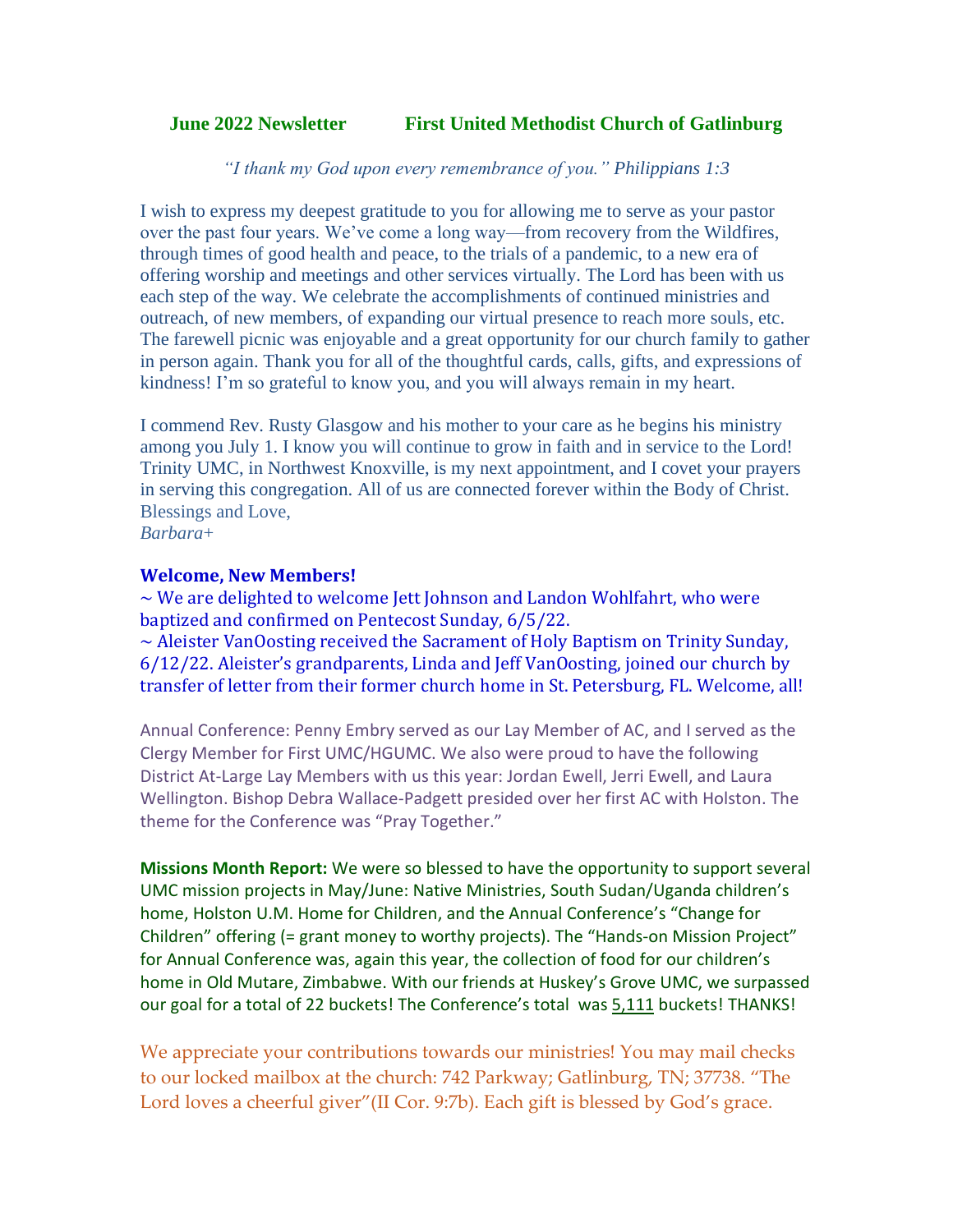## June 2022 Newsletter First United Methodist Church of Gatlinburg

*"I thank my God upon every remembrance of you." Philippians 1:3*

I wish to express my deepest gratitude to you for allowing me to serve as your pastor over the past four years. We've come a long way—from recovery from the Wildfires, through times of good health and peace, to the trials of a pandemic, to a new era of offering worship and meetings and other services virtually. The Lord has been with us each step of the way. We celebrate the accomplishments of continued ministries and outreach, of new members, of expanding our virtual presence to reach more souls, etc. The farewell picnic was enjoyable and a great opportunity for our church family to gather in person again. Thank you for all of the thoughtful cards, calls, gifts, and expressions of kindness! I'm so grateful to know you, and you will always remain in my heart.

I commend Rev. Rusty Glasgow and his mother to your care as he begins his ministry among you July 1. I know you will continue to grow in faith and in service to the Lord! Trinity UMC, in Northwest Knoxville, is my next appointment, and I covet your prayers in serving this congregation. All of us are connected forever within the Body of Christ.
Blessings and Love,
*Barbara+*

**Welcome, New Members!**
~ We are delighted to welcome Jett Johnson and Landon Wohlfahrt, who were baptized and confirmed on Pentecost Sunday, 6/5/22.
~ Aleister VanOosting received the Sacrament of Holy Baptism on Trinity Sunday, 6/12/22. Aleister's grandparents, Linda and Jeff VanOosting, joined our church by transfer of letter from their former church home in St. Petersburg, FL. Welcome, all!

Annual Conference: Penny Embry served as our Lay Member of AC, and I served as the Clergy Member for First UMC/HGUMC. We also were proud to have the following District At-Large Lay Members with us this year: Jordan Ewell, Jerri Ewell, and Laura Wellington. Bishop Debra Wallace-Padgett presided over her first AC with Holston. The theme for the Conference was "Pray Together."

**Missions Month Report:** We were so blessed to have the opportunity to support several UMC mission projects in May/June: Native Ministries, South Sudan/Uganda children's home, Holston U.M. Home for Children, and the Annual Conference's "Change for Children" offering (= grant money to worthy projects). The "Hands-on Mission Project" for Annual Conference was, again this year, the collection of food for our children's home in Old Mutare, Zimbabwe. With our friends at Huskey's Grove UMC, we surpassed our goal for a total of 22 buckets! The Conference's total was 5,111 buckets! THANKS!

We appreciate your contributions towards our ministries! You may mail checks to our locked mailbox at the church: 742 Parkway; Gatlinburg, TN; 37738. "The Lord loves a cheerful giver"(II Cor. 9:7b). Each gift is blessed by God's grace.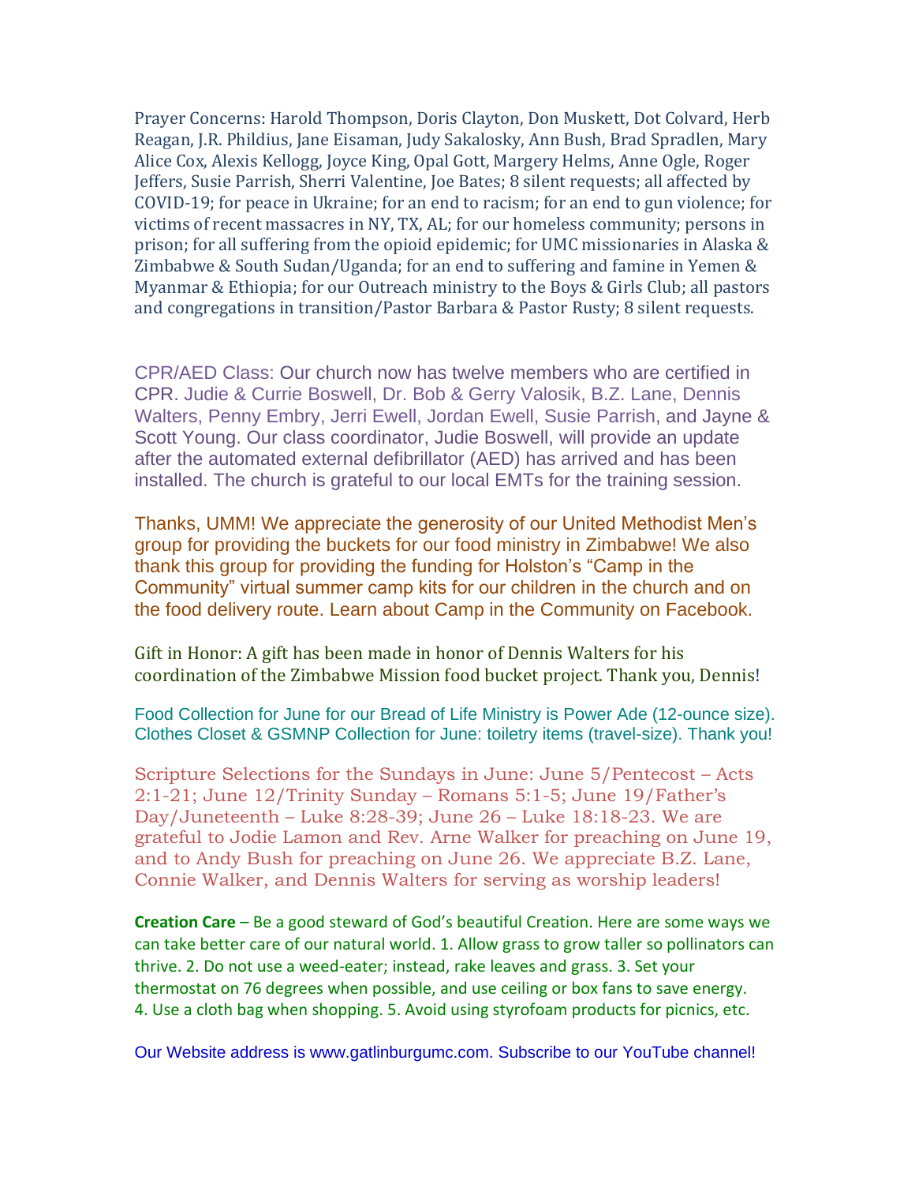Prayer Concerns: Harold Thompson, Doris Clayton, Don Muskett, Dot Colvard, Herb Reagan, J.R. Phildius, Jane Eisaman, Judy Sakalosky, Ann Bush, Brad Spradlen, Mary Alice Cox, Alexis Kellogg, Joyce King, Opal Gott, Margery Helms, Anne Ogle, Roger Jeffers, Susie Parrish, Sherri Valentine, Joe Bates; 8 silent requests; all affected by COVID-19; for peace in Ukraine; for an end to racism; for an end to gun violence; for victims of recent massacres in NY, TX, AL; for our homeless community; persons in prison; for all suffering from the opioid epidemic; for UMC missionaries in Alaska & Zimbabwe & South Sudan/Uganda; for an end to suffering and famine in Yemen & Myanmar & Ethiopia; for our Outreach ministry to the Boys & Girls Club; all pastors and congregations in transition/Pastor Barbara & Pastor Rusty; 8 silent requests.

CPR/AED Class: Our church now has twelve members who are certified in CPR. Judie & Currie Boswell, Dr. Bob & Gerry Valosik, B.Z. Lane, Dennis Walters, Penny Embry, Jerri Ewell, Jordan Ewell, Susie Parrish, and Jayne & Scott Young. Our class coordinator, Judie Boswell, will provide an update after the automated external defibrillator (AED) has arrived and has been installed. The church is grateful to our local EMTs for the training session.

Thanks, UMM! We appreciate the generosity of our United Methodist Men's group for providing the buckets for our food ministry in Zimbabwe! We also thank this group for providing the funding for Holston's "Camp in the Community" virtual summer camp kits for our children in the church and on the food delivery route. Learn about Camp in the Community on Facebook.

Gift in Honor: A gift has been made in honor of Dennis Walters for his coordination of the Zimbabwe Mission food bucket project. Thank you, Dennis!

Food Collection for June for our Bread of Life Ministry is Power Ade (12-ounce size). Clothes Closet & GSMNP Collection for June: toiletry items (travel-size). Thank you!

Scripture Selections for the Sundays in June: June 5/Pentecost – Acts 2:1-21; June 12/Trinity Sunday – Romans 5:1-5; June 19/Father's Day/Juneteenth – Luke 8:28-39; June 26 – Luke 18:18-23. We are grateful to Jodie Lamon and Rev. Arne Walker for preaching on June 19, and to Andy Bush for preaching on June 26. We appreciate B.Z. Lane, Connie Walker, and Dennis Walters for serving as worship leaders!

**Creation Care** – Be a good steward of God's beautiful Creation. Here are some ways we can take better care of our natural world. 1. Allow grass to grow taller so pollinators can thrive. 2. Do not use a weed-eater; instead, rake leaves and grass. 3. Set your thermostat on 76 degrees when possible, and use ceiling or box fans to save energy. 4. Use a cloth bag when shopping. 5. Avoid using styrofoam products for picnics, etc.

Our Website address is www.gatlinburgumc.com. Subscribe to our YouTube channel!